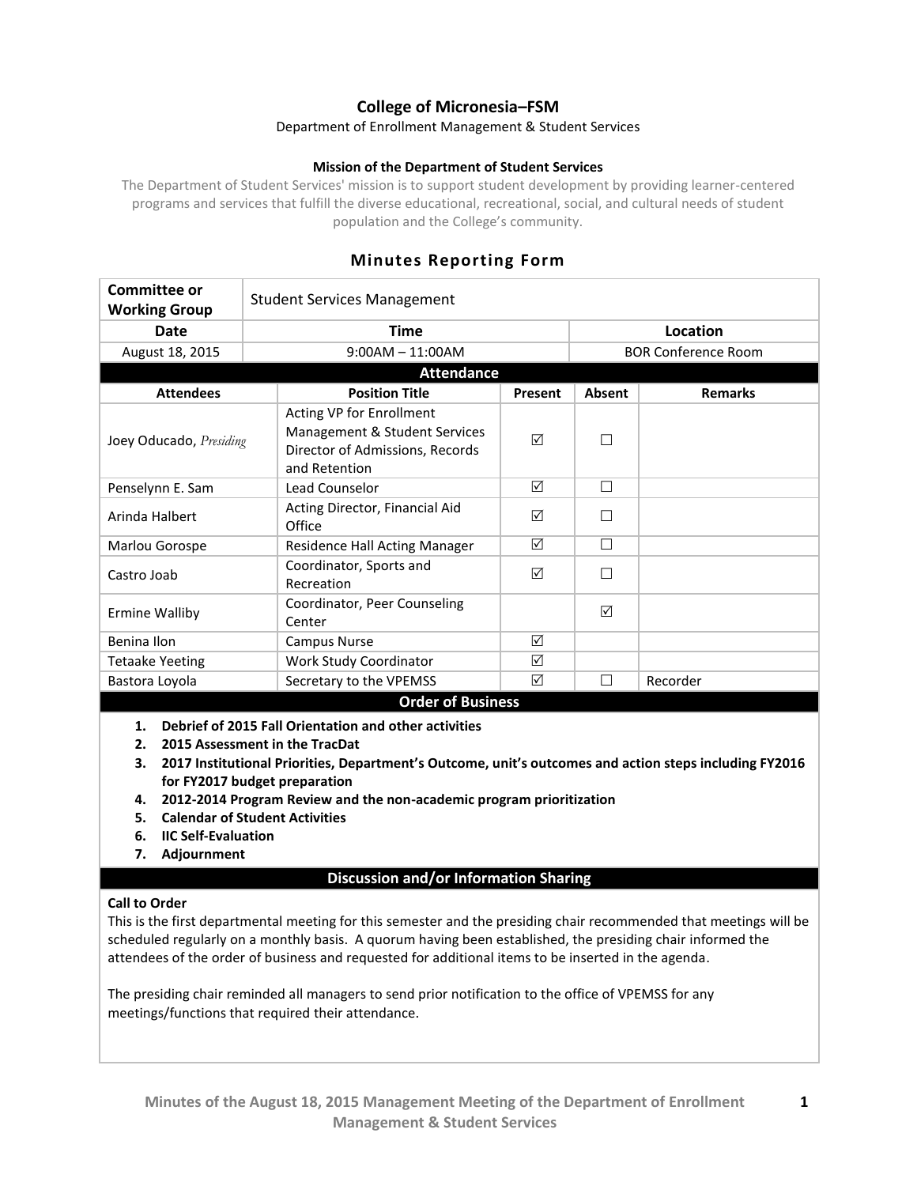# College of Micronesia–FSM

Department of Enrollment Management & Student Services

**Mission of the Department of Student Services**

The Department of Student Services' mission is to support student development by providing learner-centered programs and services that fulfill the diverse educational, recreational, social, and cultural needs of student population and the College's community.

## Minutes Reporting Form

| **Committee or Working Group** | Student Services Management | |
|---|---|---|
| **Date** | **Time** | **Location** |
| August 18, 2015 | 9:00AM – 11:00AM | BOR Conference Room |

**Attendance**

| Attendees | Position Title | Present | Absent | Remarks |
|---|---|---|---|---|
| Joey Oducado, *Presiding* | Acting VP for Enrollment Management & Student Services Director of Admissions, Records and Retention | ☑ | ☐ | |
| Penselynn E. Sam | Lead Counselor | ☑ | ☐ | |
| Arinda Halbert | Acting Director, Financial Aid Office | ☑ | ☐ | |
| Marlou Gorospe | Residence Hall Acting Manager | ☑ | ☐ | |
| Castro Joab | Coordinator, Sports and Recreation | ☑ | ☐ | |
| Ermine Walliby | Coordinator, Peer Counseling Center | | ☑ | |
| Benina Ilon | Campus Nurse | ☑ | | |
| Tetaake Yeeting | Work Study Coordinator | ☑ | | |
| Bastora Loyola | Secretary to the VPEMSS | ☑ | ☐ | Recorder |

**Order of Business**

1. **Debrief of 2015 Fall Orientation and other activities**
2. **2015 Assessment in the TracDat**
3. **2017 Institutional Priorities, Department's Outcome, unit's outcomes and action steps including FY2016 for FY2017 budget preparation**
4. **2012-2014 Program Review and the non-academic program prioritization**
5. **Calendar of Student Activities**
6. **IIC Self-Evaluation**
7. **Adjournment**

**Discussion and/or Information Sharing**

**Call to Order**

This is the first departmental meeting for this semester and the presiding chair recommended that meetings will be scheduled regularly on a monthly basis. A quorum having been established, the presiding chair informed the attendees of the order of business and requested for additional items to be inserted in the agenda.

The presiding chair reminded all managers to send prior notification to the office of VPEMSS for any meetings/functions that required their attendance.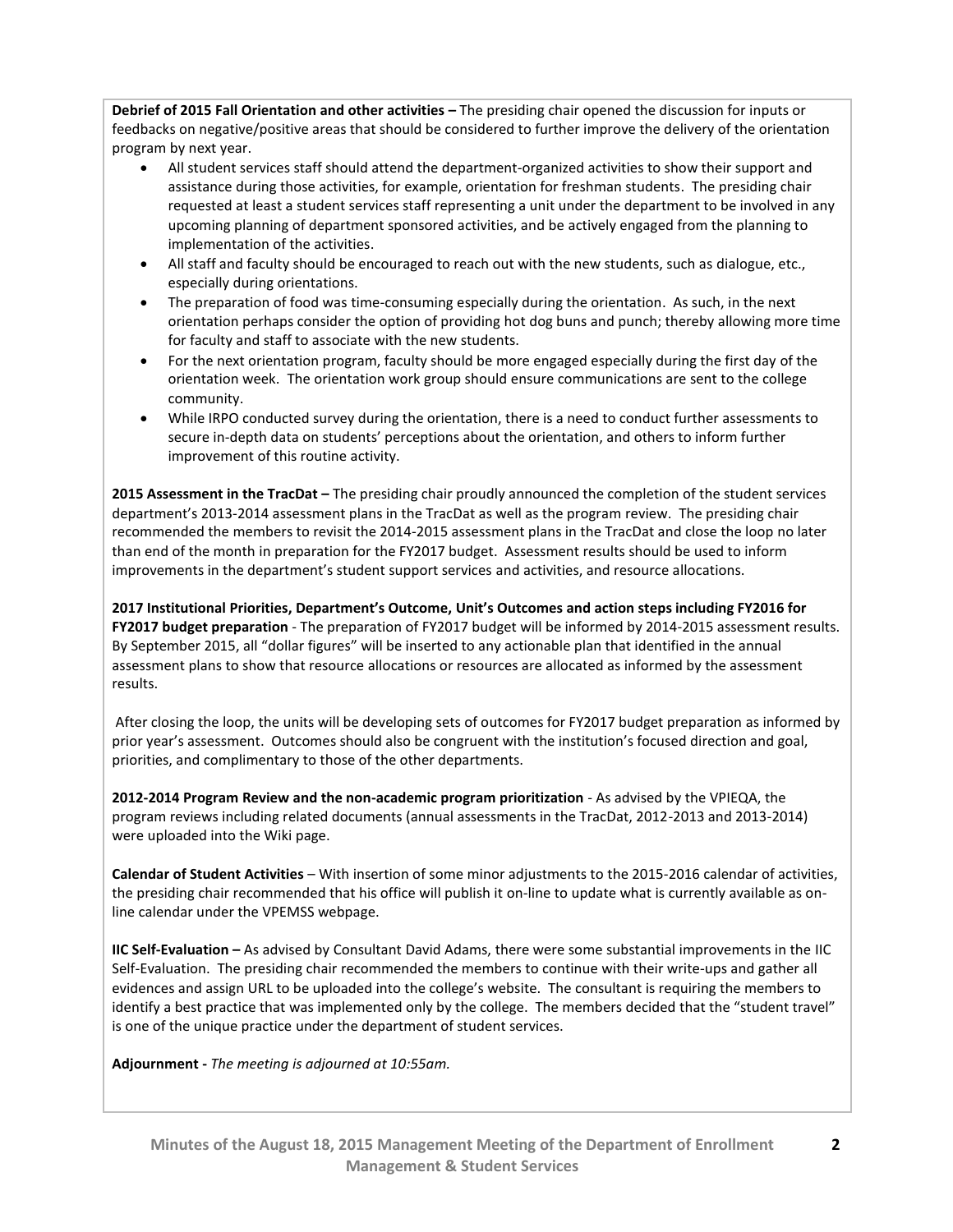**Debrief of 2015 Fall Orientation and other activities –** The presiding chair opened the discussion for inputs or feedbacks on negative/positive areas that should be considered to further improve the delivery of the orientation program by next year.

- All student services staff should attend the department-organized activities to show their support and assistance during those activities, for example, orientation for freshman students. The presiding chair requested at least a student services staff representing a unit under the department to be involved in any upcoming planning of department sponsored activities, and be actively engaged from the planning to implementation of the activities.
- All staff and faculty should be encouraged to reach out with the new students, such as dialogue, etc., especially during orientations.
- The preparation of food was time-consuming especially during the orientation. As such, in the next orientation perhaps consider the option of providing hot dog buns and punch; thereby allowing more time for faculty and staff to associate with the new students.
- For the next orientation program, faculty should be more engaged especially during the first day of the orientation week. The orientation work group should ensure communications are sent to the college community.
- While IRPO conducted survey during the orientation, there is a need to conduct further assessments to secure in-depth data on students' perceptions about the orientation, and others to inform further improvement of this routine activity.

**2015 Assessment in the TracDat –** The presiding chair proudly announced the completion of the student services department's 2013-2014 assessment plans in the TracDat as well as the program review. The presiding chair recommended the members to revisit the 2014-2015 assessment plans in the TracDat and close the loop no later than end of the month in preparation for the FY2017 budget. Assessment results should be used to inform improvements in the department's student support services and activities, and resource allocations.

**2017 Institutional Priorities, Department's Outcome, Unit's Outcomes and action steps including FY2016 for FY2017 budget preparation** - The preparation of FY2017 budget will be informed by 2014-2015 assessment results. By September 2015, all "dollar figures" will be inserted to any actionable plan that identified in the annual assessment plans to show that resource allocations or resources are allocated as informed by the assessment results.

After closing the loop, the units will be developing sets of outcomes for FY2017 budget preparation as informed by prior year's assessment. Outcomes should also be congruent with the institution's focused direction and goal, priorities, and complimentary to those of the other departments.

**2012-2014 Program Review and the non-academic program prioritization** - As advised by the VPIEQA, the program reviews including related documents (annual assessments in the TracDat, 2012-2013 and 2013-2014) were uploaded into the Wiki page.

**Calendar of Student Activities** – With insertion of some minor adjustments to the 2015-2016 calendar of activities, the presiding chair recommended that his office will publish it on-line to update what is currently available as on-line calendar under the VPEMSS webpage.

**IIC Self-Evaluation –** As advised by Consultant David Adams, there were some substantial improvements in the IIC Self-Evaluation. The presiding chair recommended the members to continue with their write-ups and gather all evidences and assign URL to be uploaded into the college's website. The consultant is requiring the members to identify a best practice that was implemented only by the college. The members decided that the "student travel" is one of the unique practice under the department of student services.

**Adjournment -** *The meeting is adjourned at 10:55am.*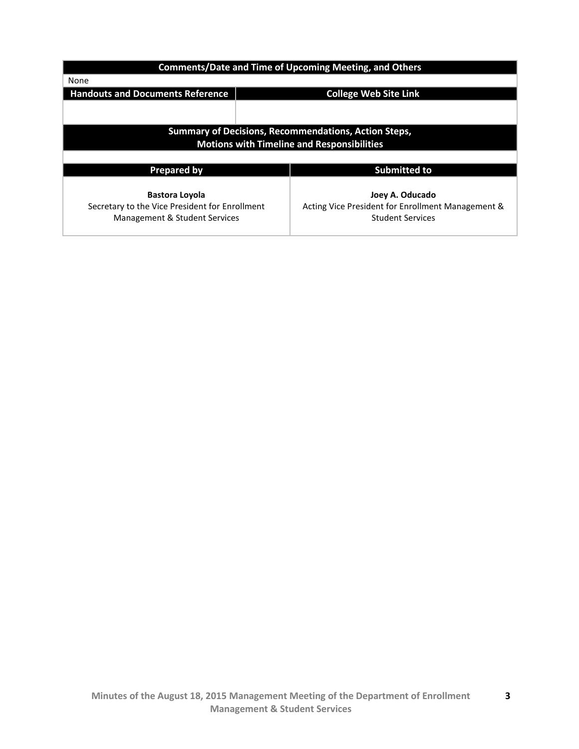| Comments/Date and Time of Upcoming Meeting, and Others | |
|---|---|
| None | |
| **Handouts and Documents Reference** | **College Web Site Link** |
| | |

| Summary of Decisions, Recommendations, Action Steps, Motions with Timeline and Responsibilities |
|---|
| |

| Prepared by | Submitted to |
|---|---|
| **Bastora Loyola**<br>Secretary to the Vice President for Enrollment Management & Student Services | **Joey A. Oducado**<br>Acting Vice President for Enrollment Management & Student Services |